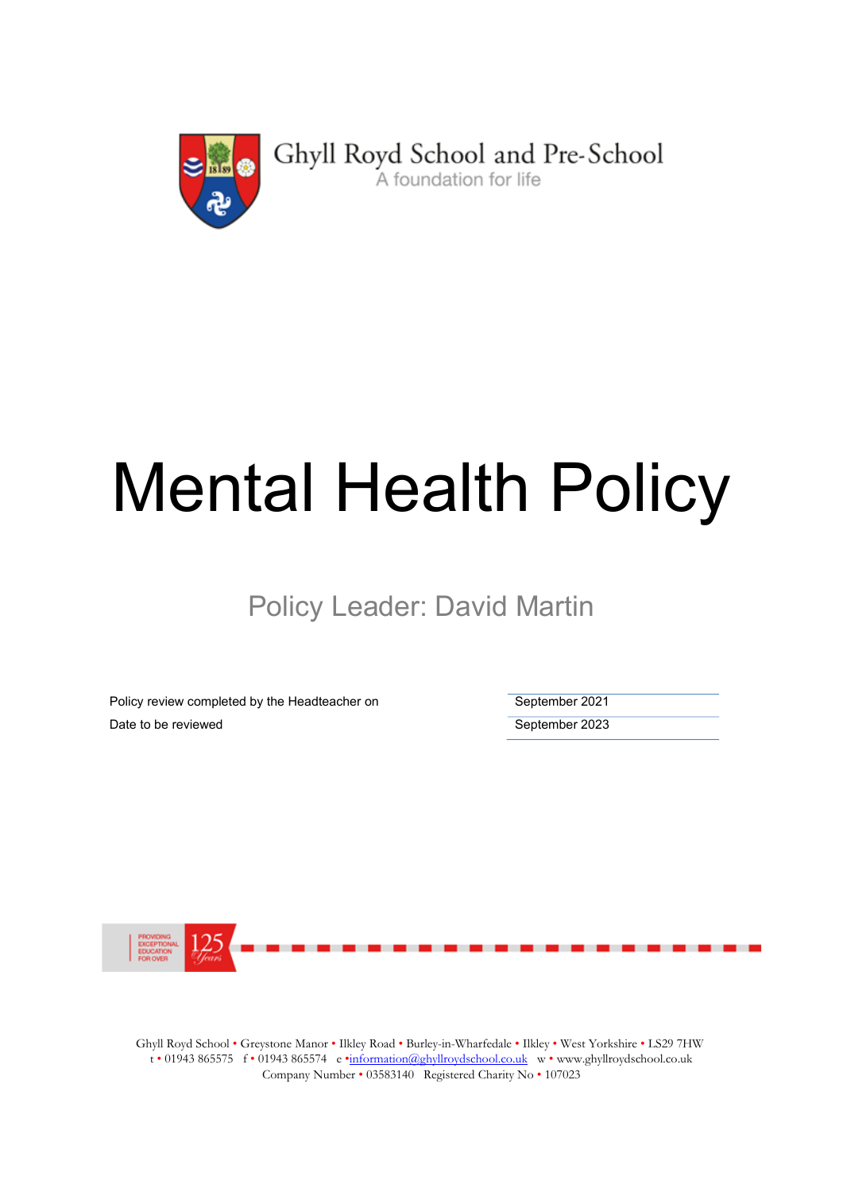Ghyll Royd School and Pre-School

A foundation for life

# Mental Health Policy

Policy Leader: David Martin

| | |
|---|---|
| Policy review completed by the Headteacher on | September 2021 |
| Date to be reviewed | September 2023 |

PROVIDING EXCEPTIONAL EDUCATION FOR OVER 125 Years

Ghyll Royd School • Greystone Manor • Ilkley Road • Burley-in-Wharfedale • Ilkley • West Yorkshire • LS29 7HW
t • 01943 865575 f • 01943 865574 e •information@ghyllroydschool.co.uk w • www.ghyllroydschool.co.uk
Company Number • 03583140 Registered Charity No • 107023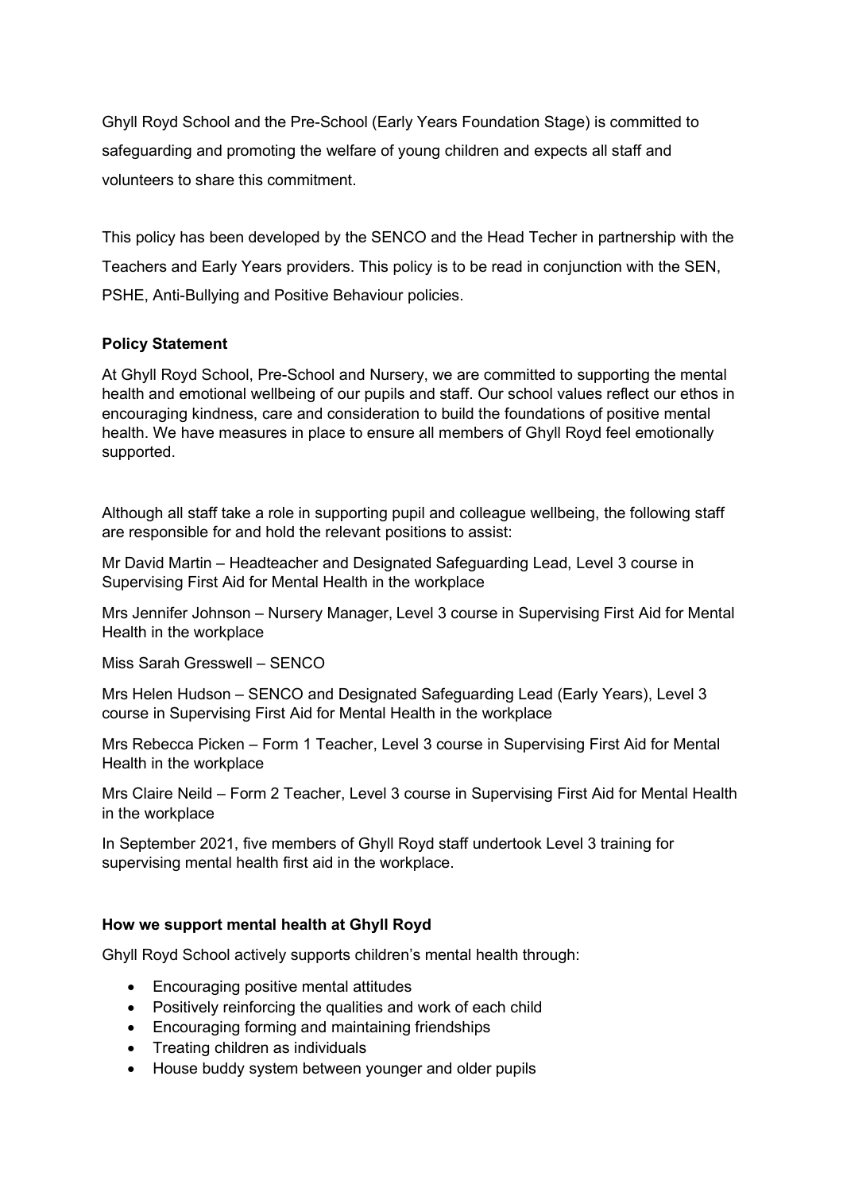Ghyll Royd School and the Pre-School (Early Years Foundation Stage) is committed to safeguarding and promoting the welfare of young children and expects all staff and volunteers to share this commitment.

This policy has been developed by the SENCO and the Head Techer in partnership with the Teachers and Early Years providers. This policy is to be read in conjunction with the SEN, PSHE, Anti-Bullying and Positive Behaviour policies.

**Policy Statement**

At Ghyll Royd School, Pre-School and Nursery, we are committed to supporting the mental health and emotional wellbeing of our pupils and staff. Our school values reflect our ethos in encouraging kindness, care and consideration to build the foundations of positive mental health. We have measures in place to ensure all members of Ghyll Royd feel emotionally supported.

Although all staff take a role in supporting pupil and colleague wellbeing, the following staff are responsible for and hold the relevant positions to assist:

Mr David Martin – Headteacher and Designated Safeguarding Lead, Level 3 course in Supervising First Aid for Mental Health in the workplace

Mrs Jennifer Johnson – Nursery Manager, Level 3 course in Supervising First Aid for Mental Health in the workplace

Miss Sarah Gresswell – SENCO

Mrs Helen Hudson – SENCO and Designated Safeguarding Lead (Early Years), Level 3 course in Supervising First Aid for Mental Health in the workplace

Mrs Rebecca Picken – Form 1 Teacher, Level 3 course in Supervising First Aid for Mental Health in the workplace

Mrs Claire Neild – Form 2 Teacher, Level 3 course in Supervising First Aid for Mental Health in the workplace

In September 2021, five members of Ghyll Royd staff undertook Level 3 training for supervising mental health first aid in the workplace.

**How we support mental health at Ghyll Royd**

Ghyll Royd School actively supports children's mental health through:

- Encouraging positive mental attitudes
- Positively reinforcing the qualities and work of each child
- Encouraging forming and maintaining friendships
- Treating children as individuals
- House buddy system between younger and older pupils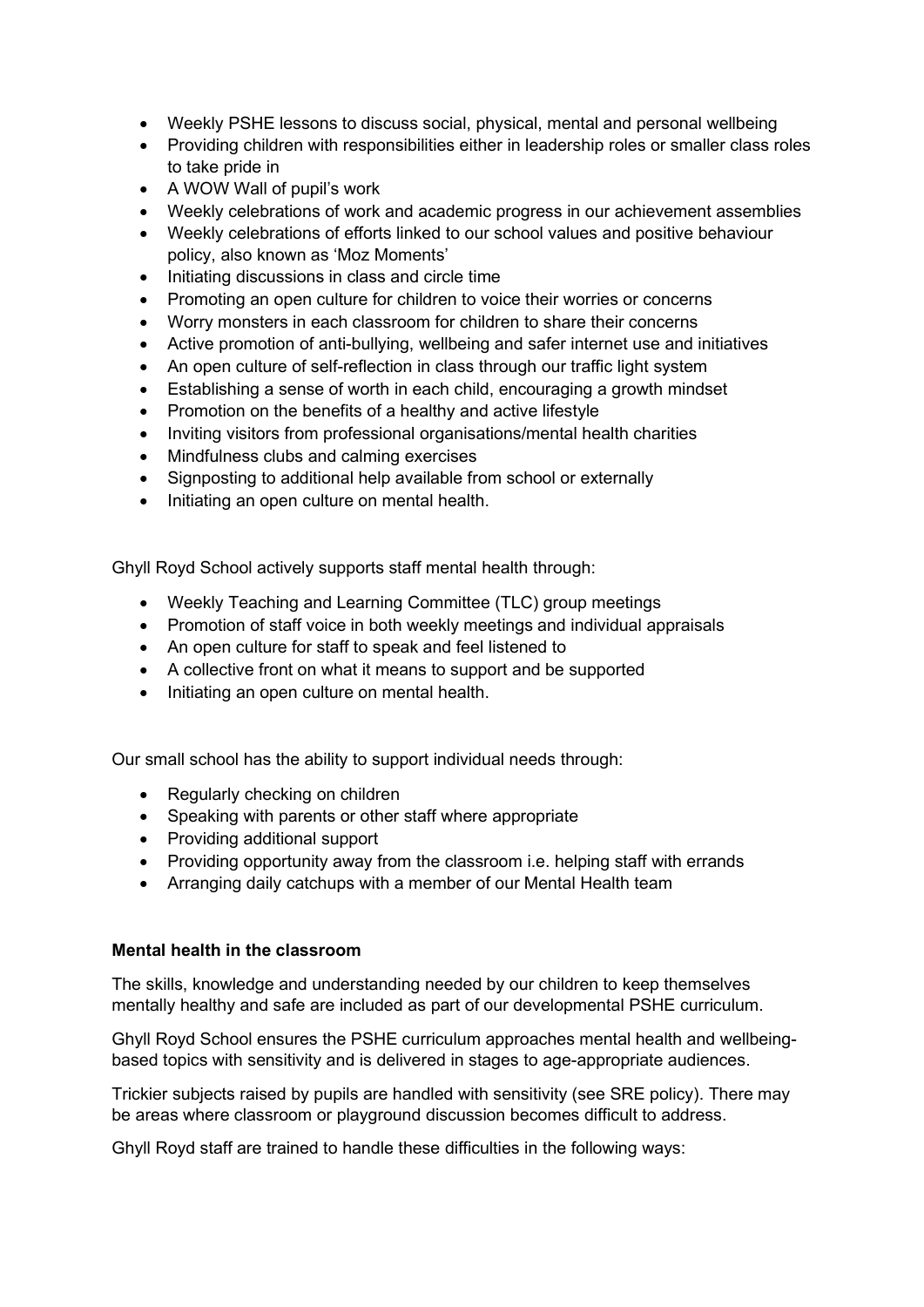- Weekly PSHE lessons to discuss social, physical, mental and personal wellbeing
- Providing children with responsibilities either in leadership roles or smaller class roles to take pride in
- A WOW Wall of pupil's work
- Weekly celebrations of work and academic progress in our achievement assemblies
- Weekly celebrations of efforts linked to our school values and positive behaviour policy, also known as 'Moz Moments'
- Initiating discussions in class and circle time
- Promoting an open culture for children to voice their worries or concerns
- Worry monsters in each classroom for children to share their concerns
- Active promotion of anti-bullying, wellbeing and safer internet use and initiatives
- An open culture of self-reflection in class through our traffic light system
- Establishing a sense of worth in each child, encouraging a growth mindset
- Promotion on the benefits of a healthy and active lifestyle
- Inviting visitors from professional organisations/mental health charities
- Mindfulness clubs and calming exercises
- Signposting to additional help available from school or externally
- Initiating an open culture on mental health.

Ghyll Royd School actively supports staff mental health through:

- Weekly Teaching and Learning Committee (TLC) group meetings
- Promotion of staff voice in both weekly meetings and individual appraisals
- An open culture for staff to speak and feel listened to
- A collective front on what it means to support and be supported
- Initiating an open culture on mental health.

Our small school has the ability to support individual needs through:

- Regularly checking on children
- Speaking with parents or other staff where appropriate
- Providing additional support
- Providing opportunity away from the classroom i.e. helping staff with errands
- Arranging daily catchups with a member of our Mental Health team

**Mental health in the classroom**

The skills, knowledge and understanding needed by our children to keep themselves mentally healthy and safe are included as part of our developmental PSHE curriculum.

Ghyll Royd School ensures the PSHE curriculum approaches mental health and wellbeing-based topics with sensitivity and is delivered in stages to age-appropriate audiences.

Trickier subjects raised by pupils are handled with sensitivity (see SRE policy). There may be areas where classroom or playground discussion becomes difficult to address.

Ghyll Royd staff are trained to handle these difficulties in the following ways: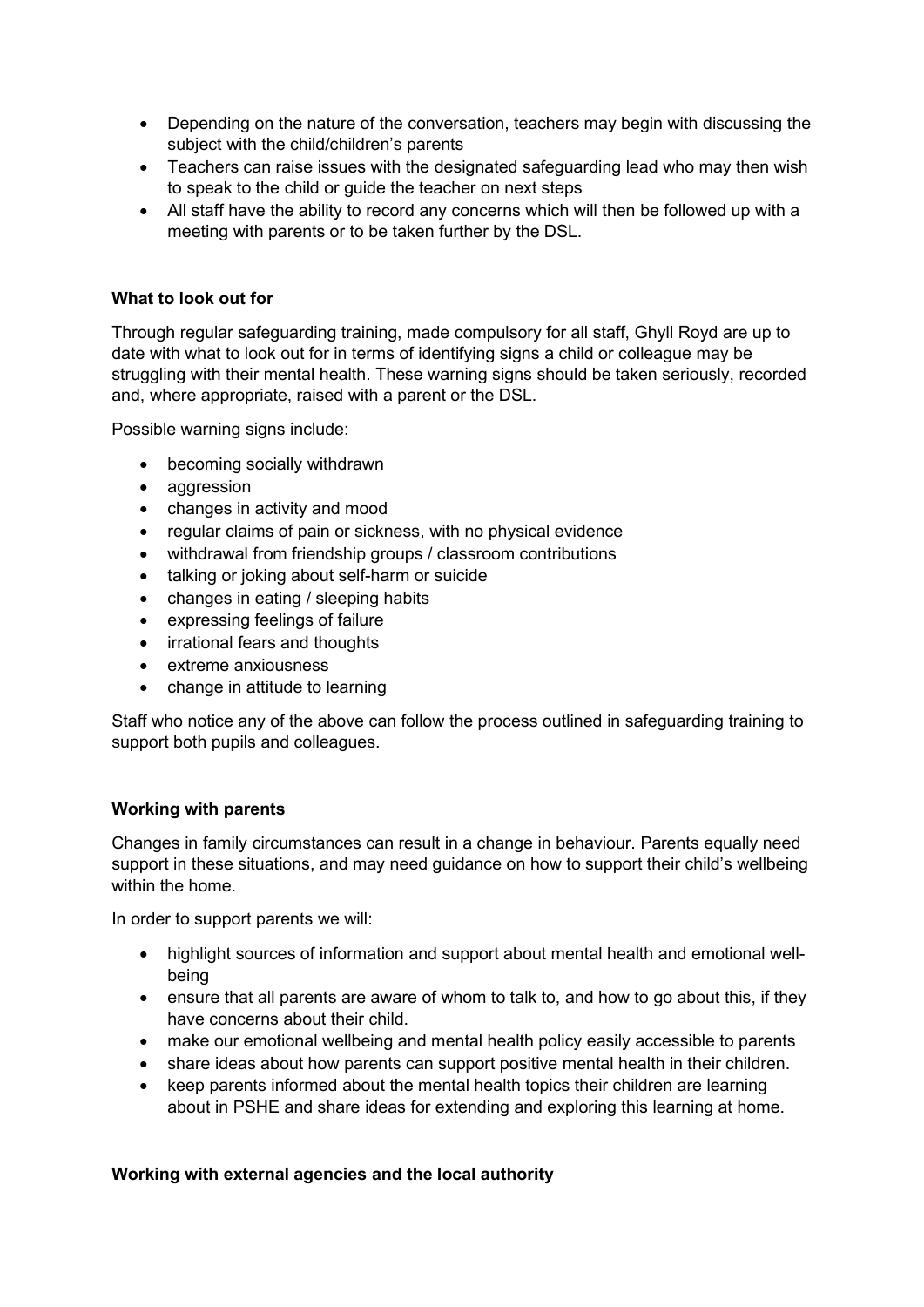- Depending on the nature of the conversation, teachers may begin with discussing the subject with the child/children's parents
- Teachers can raise issues with the designated safeguarding lead who may then wish to speak to the child or guide the teacher on next steps
- All staff have the ability to record any concerns which will then be followed up with a meeting with parents or to be taken further by the DSL.

**What to look out for**

Through regular safeguarding training, made compulsory for all staff, Ghyll Royd are up to date with what to look out for in terms of identifying signs a child or colleague may be struggling with their mental health. These warning signs should be taken seriously, recorded and, where appropriate, raised with a parent or the DSL.

Possible warning signs include:

- becoming socially withdrawn
- aggression
- changes in activity and mood
- regular claims of pain or sickness, with no physical evidence
- withdrawal from friendship groups / classroom contributions
- talking or joking about self-harm or suicide
- changes in eating / sleeping habits
- expressing feelings of failure
- irrational fears and thoughts
- extreme anxiousness
- change in attitude to learning

Staff who notice any of the above can follow the process outlined in safeguarding training to support both pupils and colleagues.

**Working with parents**

Changes in family circumstances can result in a change in behaviour. Parents equally need support in these situations, and may need guidance on how to support their child's wellbeing within the home.

In order to support parents we will:

- highlight sources of information and support about mental health and emotional well-being
- ensure that all parents are aware of whom to talk to, and how to go about this, if they have concerns about their child.
- make our emotional wellbeing and mental health policy easily accessible to parents
- share ideas about how parents can support positive mental health in their children.
- keep parents informed about the mental health topics their children are learning about in PSHE and share ideas for extending and exploring this learning at home.

**Working with external agencies and the local authority**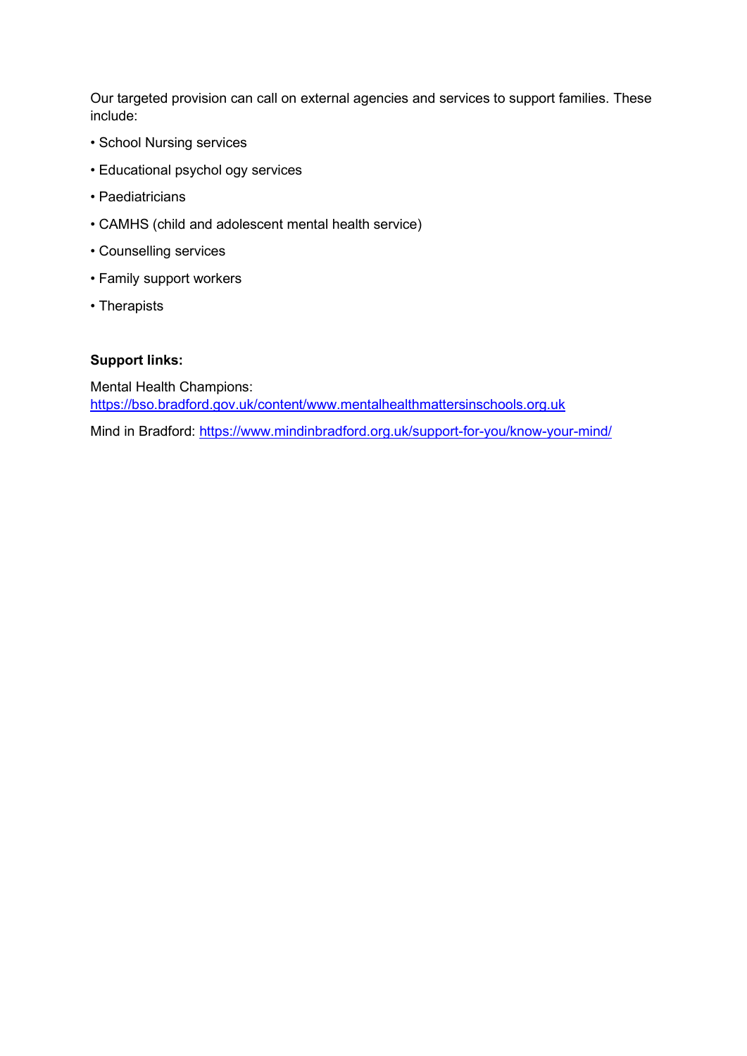Our targeted provision can call on external agencies and services to support families. These include:

- School Nursing services
- Educational psychol ogy services
- Paediatricians
- CAMHS (child and adolescent mental health service)
- Counselling services
- Family support workers
- Therapists

**Support links:**

Mental Health Champions: https://bso.bradford.gov.uk/content/www.mentalhealthmattersinschools.org.uk

Mind in Bradford: https://www.mindinbradford.org.uk/support-for-you/know-your-mind/